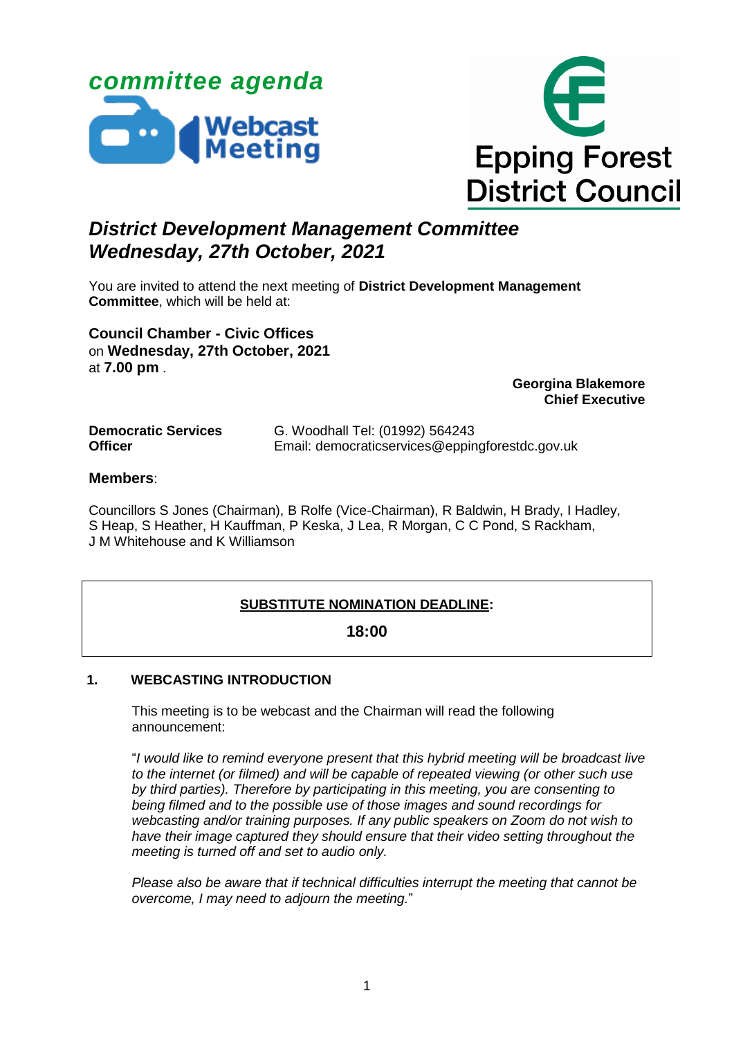*committee agenda*

**Webcast Meeting**

Epping Forest District Council

# *District Development Management Committee Wednesday, 27th October, 2021*

You are invited to attend the next meeting of **District Development Management Committee**, which will be held at:

**Council Chamber - Civic Offices**
on **Wednesday, 27th October, 2021**
at **7.00 pm** .

**Georgina Blakemore**
**Chief Executive**

**Democratic Services Officer**  G. Woodhall Tel: (01992) 564243
Email: democraticservices@eppingforestdc.gov.uk

**Members**:

Councillors S Jones (Chairman), B Rolfe (Vice-Chairman), R Baldwin, H Brady, I Hadley, S Heap, S Heather, H Kauffman, P Keska, J Lea, R Morgan, C C Pond, S Rackham, J M Whitehouse and K Williamson

**SUBSTITUTE NOMINATION DEADLINE:**

**18:00**

## 1. WEBCASTING INTRODUCTION

This meeting is to be webcast and the Chairman will read the following announcement:

"*I would like to remind everyone present that this hybrid meeting will be broadcast live to the internet (or filmed) and will be capable of repeated viewing (or other such use by third parties). Therefore by participating in this meeting, you are consenting to being filmed and to the possible use of those images and sound recordings for webcasting and/or training purposes. If any public speakers on Zoom do not wish to have their image captured they should ensure that their video setting throughout the meeting is turned off and set to audio only.*

*Please also be aware that if technical difficulties interrupt the meeting that cannot be overcome, I may need to adjourn the meeting.*"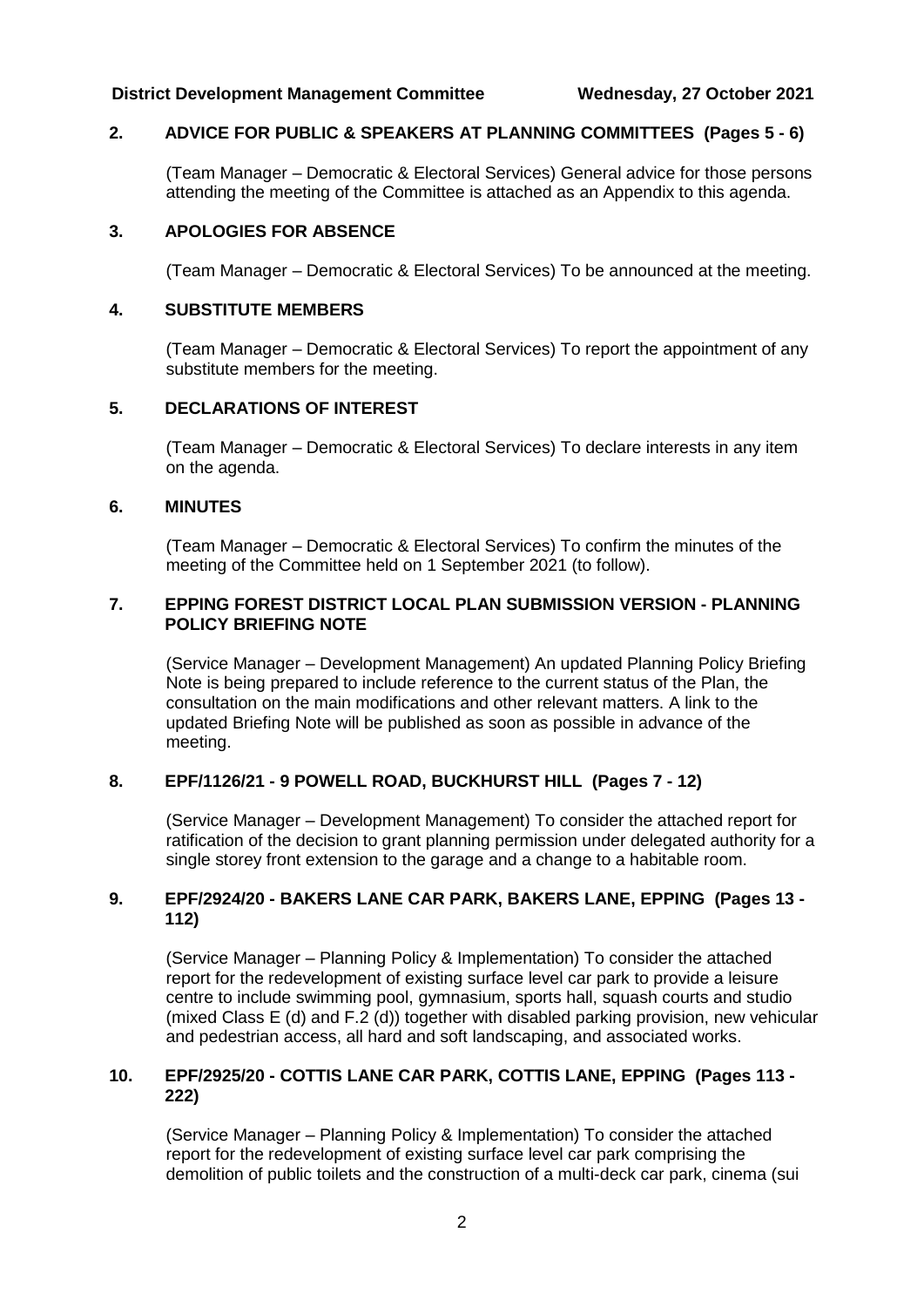**District Development Management Committee Wednesday, 27 October 2021**

**2. ADVICE FOR PUBLIC & SPEAKERS AT PLANNING COMMITTEES (Pages 5 - 6)**

(Team Manager – Democratic & Electoral Services) General advice for those persons attending the meeting of the Committee is attached as an Appendix to this agenda.

**3. APOLOGIES FOR ABSENCE**

(Team Manager – Democratic & Electoral Services) To be announced at the meeting.

**4. SUBSTITUTE MEMBERS**

(Team Manager – Democratic & Electoral Services) To report the appointment of any substitute members for the meeting.

**5. DECLARATIONS OF INTEREST**

(Team Manager – Democratic & Electoral Services) To declare interests in any item on the agenda.

**6. MINUTES**

(Team Manager – Democratic & Electoral Services) To confirm the minutes of the meeting of the Committee held on 1 September 2021 (to follow).

**7. EPPING FOREST DISTRICT LOCAL PLAN SUBMISSION VERSION - PLANNING POLICY BRIEFING NOTE**

(Service Manager – Development Management) An updated Planning Policy Briefing Note is being prepared to include reference to the current status of the Plan, the consultation on the main modifications and other relevant matters. A link to the updated Briefing Note will be published as soon as possible in advance of the meeting.

**8. EPF/1126/21 - 9 POWELL ROAD, BUCKHURST HILL (Pages 7 - 12)**

(Service Manager – Development Management) To consider the attached report for ratification of the decision to grant planning permission under delegated authority for a single storey front extension to the garage and a change to a habitable room.

**9. EPF/2924/20 - BAKERS LANE CAR PARK, BAKERS LANE, EPPING (Pages 13 - 112)**

(Service Manager – Planning Policy & Implementation) To consider the attached report for the redevelopment of existing surface level car park to provide a leisure centre to include swimming pool, gymnasium, sports hall, squash courts and studio (mixed Class E (d) and F.2 (d)) together with disabled parking provision, new vehicular and pedestrian access, all hard and soft landscaping, and associated works.

**10. EPF/2925/20 - COTTIS LANE CAR PARK, COTTIS LANE, EPPING (Pages 113 - 222)**

(Service Manager – Planning Policy & Implementation) To consider the attached report for the redevelopment of existing surface level car park comprising the demolition of public toilets and the construction of a multi-deck car park, cinema (sui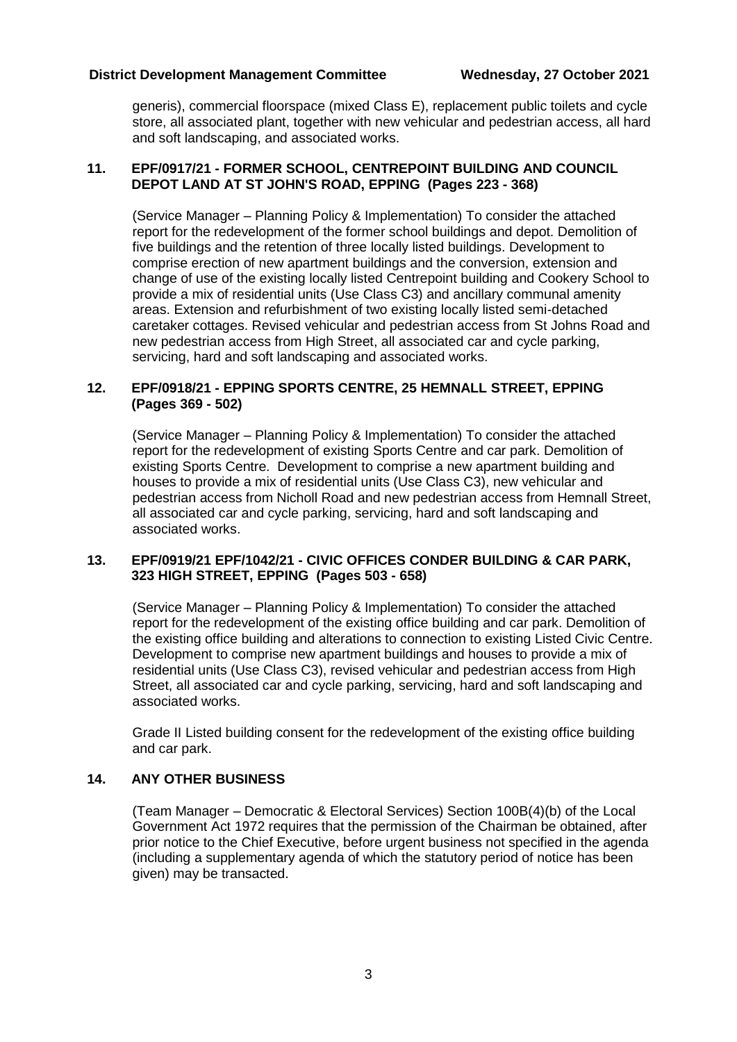generis), commercial floorspace (mixed Class E), replacement public toilets and cycle store, all associated plant, together with new vehicular and pedestrian access, all hard and soft landscaping, and associated works.

## 11. EPF/0917/21 - FORMER SCHOOL, CENTREPOINT BUILDING AND COUNCIL DEPOT LAND AT ST JOHN'S ROAD, EPPING (Pages 223 - 368)

(Service Manager – Planning Policy & Implementation) To consider the attached report for the redevelopment of the former school buildings and depot. Demolition of five buildings and the retention of three locally listed buildings. Development to comprise erection of new apartment buildings and the conversion, extension and change of use of the existing locally listed Centrepoint building and Cookery School to provide a mix of residential units (Use Class C3) and ancillary communal amenity areas. Extension and refurbishment of two existing locally listed semi-detached caretaker cottages. Revised vehicular and pedestrian access from St Johns Road and new pedestrian access from High Street, all associated car and cycle parking, servicing, hard and soft landscaping and associated works.

## 12. EPF/0918/21 - EPPING SPORTS CENTRE, 25 HEMNALL STREET, EPPING (Pages 369 - 502)

(Service Manager – Planning Policy & Implementation) To consider the attached report for the redevelopment of existing Sports Centre and car park. Demolition of existing Sports Centre. Development to comprise a new apartment building and houses to provide a mix of residential units (Use Class C3), new vehicular and pedestrian access from Nicholl Road and new pedestrian access from Hemnall Street, all associated car and cycle parking, servicing, hard and soft landscaping and associated works.

## 13. EPF/0919/21 EPF/1042/21 - CIVIC OFFICES CONDER BUILDING & CAR PARK, 323 HIGH STREET, EPPING (Pages 503 - 658)

(Service Manager – Planning Policy & Implementation) To consider the attached report for the redevelopment of the existing office building and car park. Demolition of the existing office building and alterations to connection to existing Listed Civic Centre. Development to comprise new apartment buildings and houses to provide a mix of residential units (Use Class C3), revised vehicular and pedestrian access from High Street, all associated car and cycle parking, servicing, hard and soft landscaping and associated works.

Grade II Listed building consent for the redevelopment of the existing office building and car park.

## 14. ANY OTHER BUSINESS

(Team Manager – Democratic & Electoral Services) Section 100B(4)(b) of the Local Government Act 1972 requires that the permission of the Chairman be obtained, after prior notice to the Chief Executive, before urgent business not specified in the agenda (including a supplementary agenda of which the statutory period of notice has been given) may be transacted.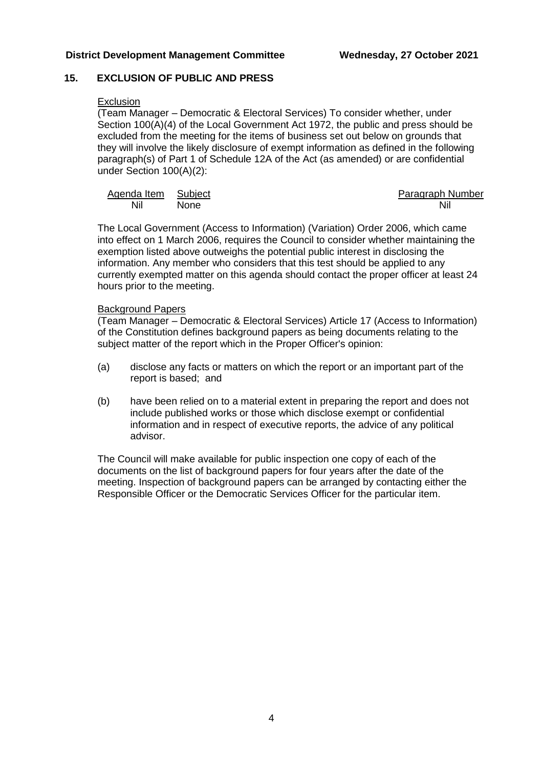## 15. EXCLUSION OF PUBLIC AND PRESS

Exclusion

(Team Manager – Democratic & Electoral Services) To consider whether, under Section 100(A)(4) of the Local Government Act 1972, the public and press should be excluded from the meeting for the items of business set out below on grounds that they will involve the likely disclosure of exempt information as defined in the following paragraph(s) of Part 1 of Schedule 12A of the Act (as amended) or are confidential under Section 100(A)(2):

| Agenda Item | Subject | Paragraph Number |
| --- | --- | --- |
| Nil | None | Nil |

The Local Government (Access to Information) (Variation) Order 2006, which came into effect on 1 March 2006, requires the Council to consider whether maintaining the exemption listed above outweighs the potential public interest in disclosing the information. Any member who considers that this test should be applied to any currently exempted matter on this agenda should contact the proper officer at least 24 hours prior to the meeting.

Background Papers

(Team Manager – Democratic & Electoral Services) Article 17 (Access to Information) of the Constitution defines background papers as being documents relating to the subject matter of the report which in the Proper Officer's opinion:

(a) disclose any facts or matters on which the report or an important part of the report is based; and

(b) have been relied on to a material extent in preparing the report and does not include published works or those which disclose exempt or confidential information and in respect of executive reports, the advice of any political advisor.

The Council will make available for public inspection one copy of each of the documents on the list of background papers for four years after the date of the meeting. Inspection of background papers can be arranged by contacting either the Responsible Officer or the Democratic Services Officer for the particular item.